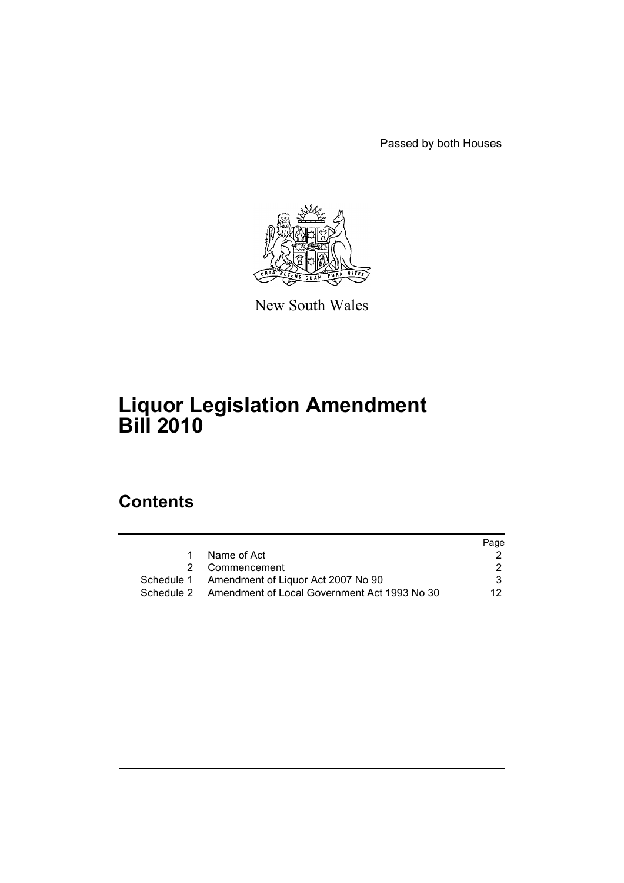Passed by both Houses

New South Wales

# Liquor Legislation Amendment Bill 2010

## Contents

| | | Page |
|---|---|---|
| 1 | Name of Act | 2 |
| 2 | Commencement | 2 |
| Schedule 1 | Amendment of Liquor Act 2007 No 90 | 3 |
| Schedule 2 | Amendment of Local Government Act 1993 No 30 | 12 |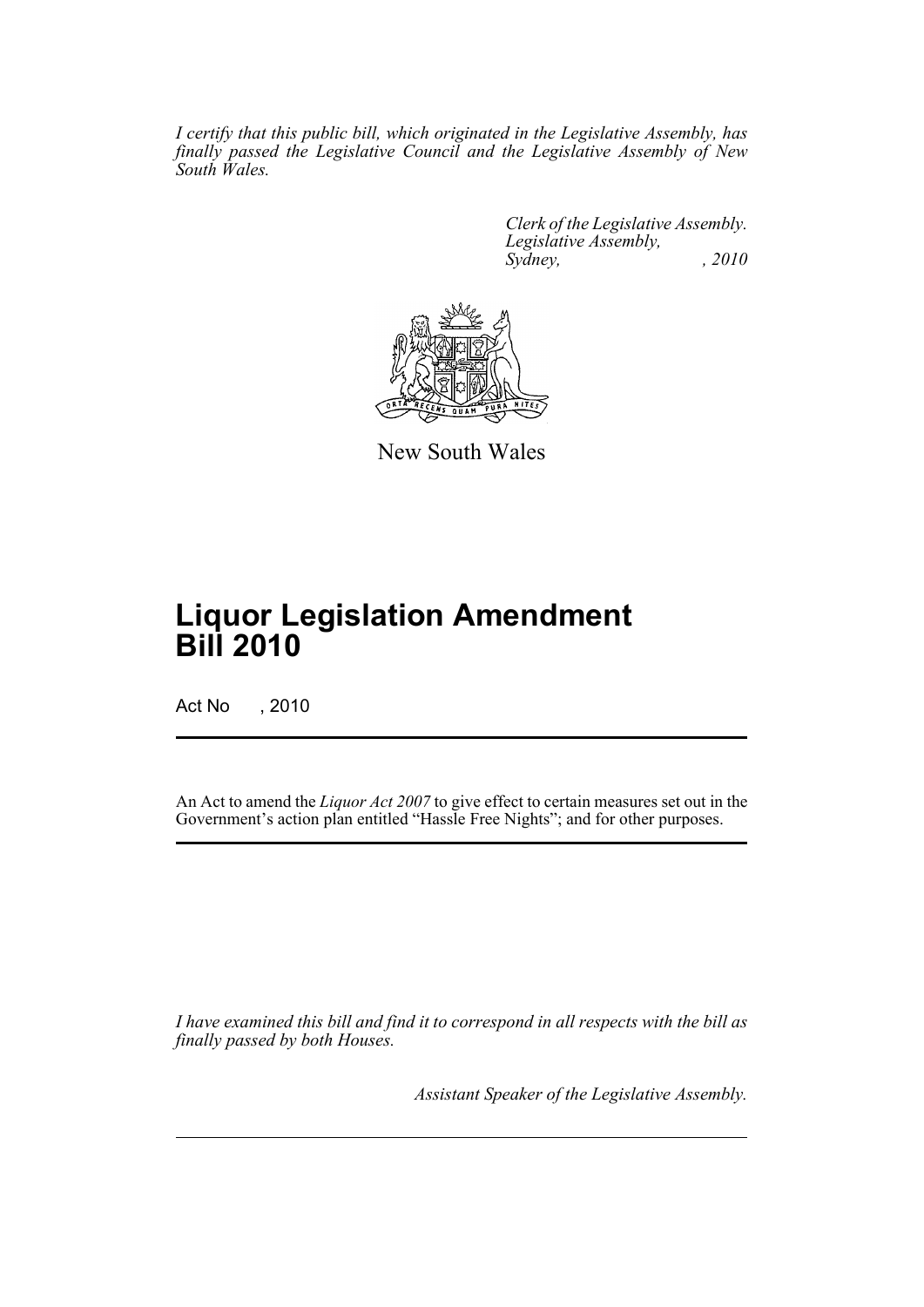*I certify that this public bill, which originated in the Legislative Assembly, has finally passed the Legislative Council and the Legislative Assembly of New South Wales.*

*Clerk of the Legislative Assembly.*
*Legislative Assembly,*
*Sydney, , 2010*

New South Wales

# Liquor Legislation Amendment Bill 2010

Act No , 2010

An Act to amend the *Liquor Act 2007* to give effect to certain measures set out in the Government's action plan entitled "Hassle Free Nights"; and for other purposes.

*I have examined this bill and find it to correspond in all respects with the bill as finally passed by both Houses.*

*Assistant Speaker of the Legislative Assembly.*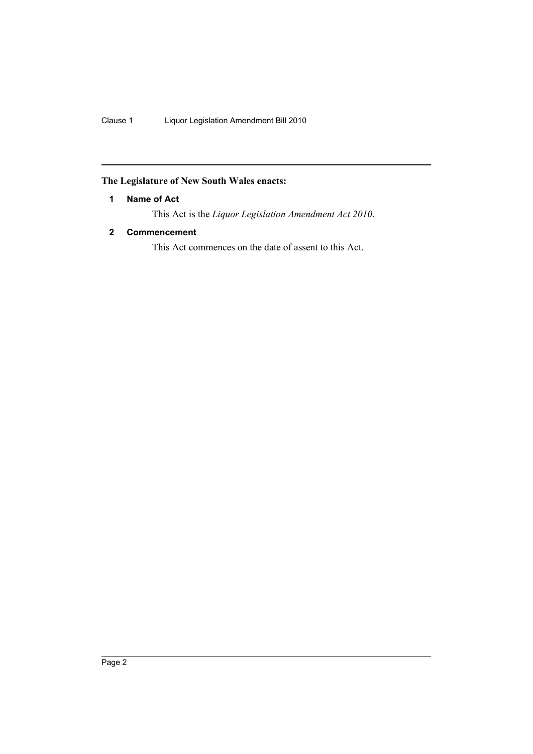**The Legislature of New South Wales enacts:**

### 1 Name of Act

This Act is the *Liquor Legislation Amendment Act 2010*.

### 2 Commencement

This Act commences on the date of assent to this Act.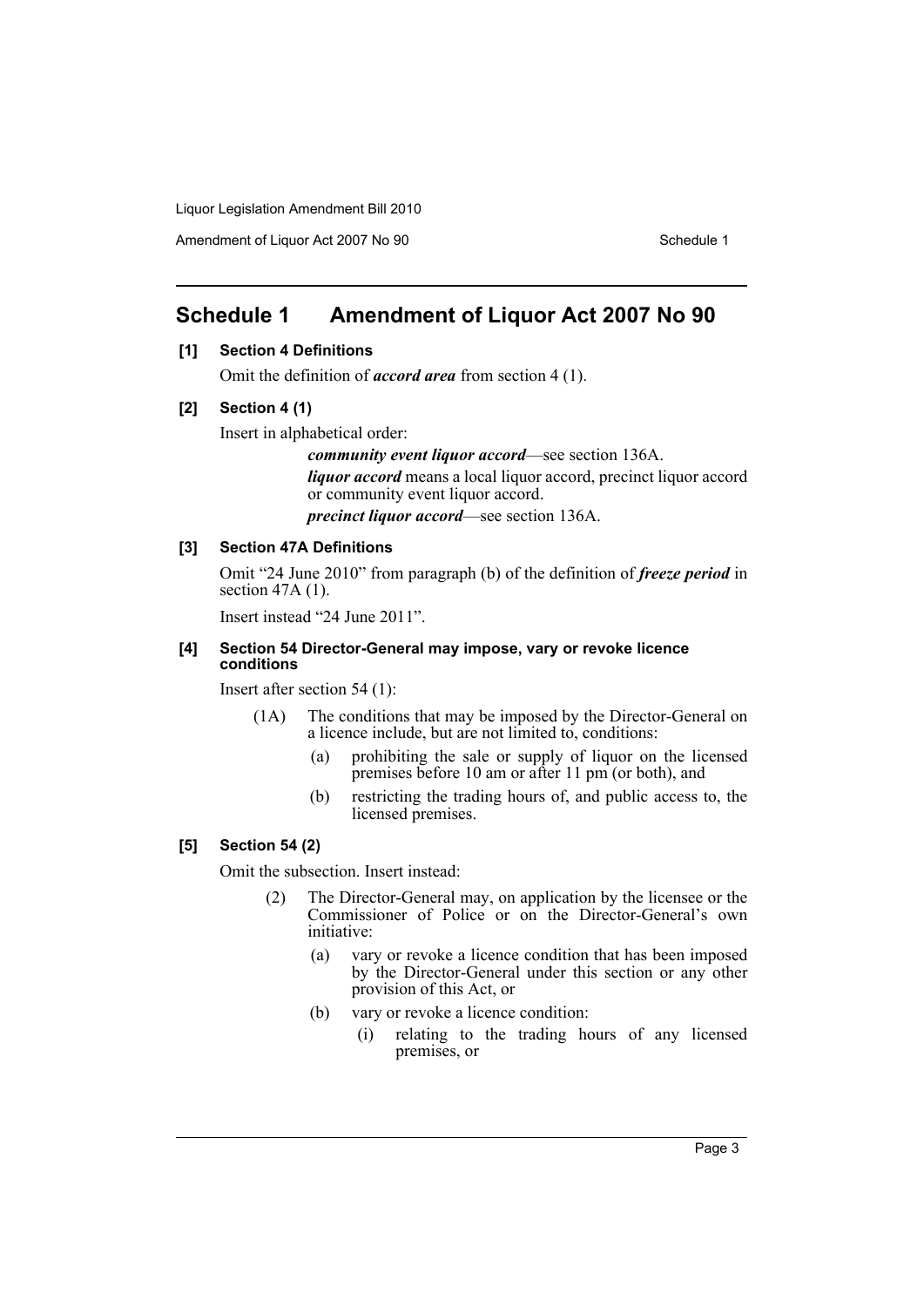## Schedule 1 Amendment of Liquor Act 2007 No 90

**[1] Section 4 Definitions**

Omit the definition of ***accord area*** from section 4 (1).

**[2] Section 4 (1)**

Insert in alphabetical order:

> ***community event liquor accord***—see section 136A.
>
> ***liquor accord*** means a local liquor accord, precinct liquor accord or community event liquor accord.
>
> ***precinct liquor accord***—see section 136A.

**[3] Section 47A Definitions**

Omit "24 June 2010" from paragraph (b) of the definition of ***freeze period*** in section 47A (1).

Insert instead "24 June 2011".

**[4] Section 54 Director-General may impose, vary or revoke licence conditions**

Insert after section 54 (1):

> (1A) The conditions that may be imposed by the Director-General on a licence include, but are not limited to, conditions:
>
> (a) prohibiting the sale or supply of liquor on the licensed premises before 10 am or after 11 pm (or both), and
>
> (b) restricting the trading hours of, and public access to, the licensed premises.

**[5] Section 54 (2)**

Omit the subsection. Insert instead:

> (2) The Director-General may, on application by the licensee or the Commissioner of Police or on the Director-General's own initiative:
>
> (a) vary or revoke a licence condition that has been imposed by the Director-General under this section or any other provision of this Act, or
>
> (b) vary or revoke a licence condition:
>
> (i) relating to the trading hours of any licensed premises, or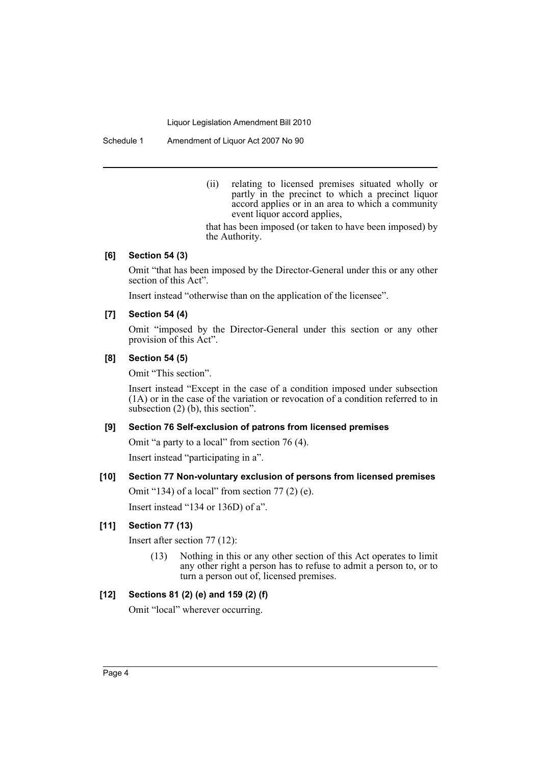(ii) relating to licensed premises situated wholly or partly in the precinct to which a precinct liquor accord applies or in an area to which a community event liquor accord applies,

that has been imposed (or taken to have been imposed) by the Authority.

**[6] Section 54 (3)**

Omit "that has been imposed by the Director-General under this or any other section of this Act".

Insert instead "otherwise than on the application of the licensee".

**[7] Section 54 (4)**

Omit "imposed by the Director-General under this section or any other provision of this Act".

**[8] Section 54 (5)**

Omit "This section".

Insert instead "Except in the case of a condition imposed under subsection (1A) or in the case of the variation or revocation of a condition referred to in subsection (2) (b), this section".

**[9] Section 76 Self-exclusion of patrons from licensed premises**

Omit "a party to a local" from section 76 (4).

Insert instead "participating in a".

**[10] Section 77 Non-voluntary exclusion of persons from licensed premises**

Omit "134) of a local" from section 77 (2) (e).

Insert instead "134 or 136D) of a".

**[11] Section 77 (13)**

Insert after section 77 (12):

(13) Nothing in this or any other section of this Act operates to limit any other right a person has to refuse to admit a person to, or to turn a person out of, licensed premises.

**[12] Sections 81 (2) (e) and 159 (2) (f)**

Omit "local" wherever occurring.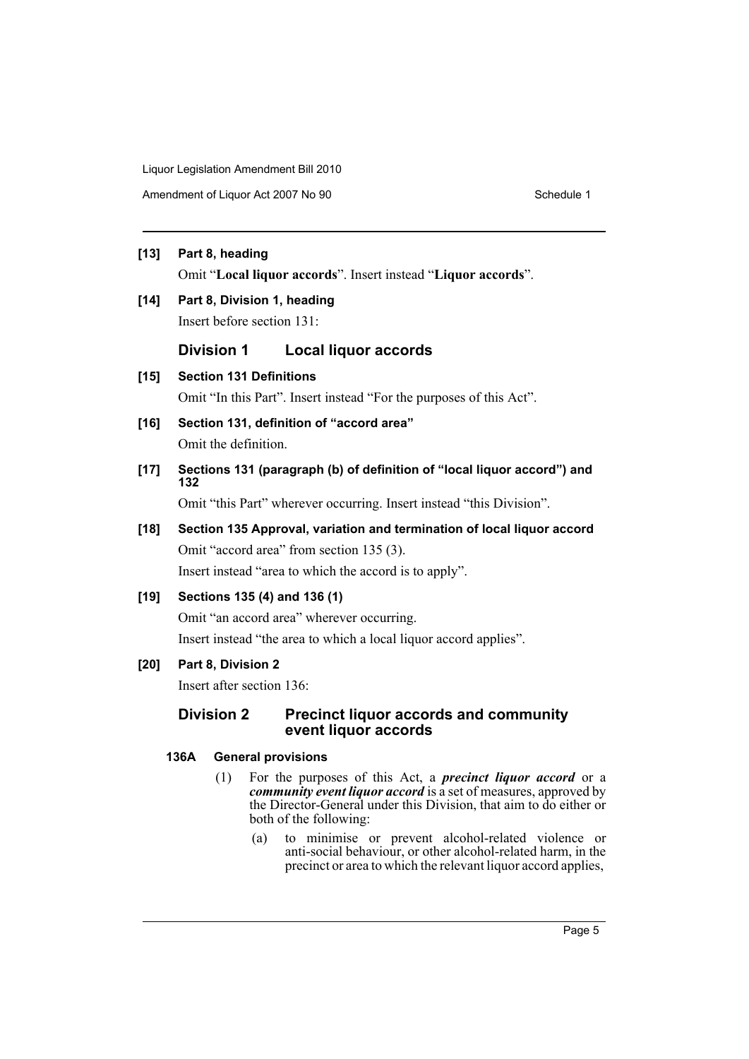**[13] Part 8, heading**

Omit "**Local liquor accords**". Insert instead "**Liquor accords**".

**[14] Part 8, Division 1, heading**

Insert before section 131:

### Division 1 Local liquor accords

**[15] Section 131 Definitions**

Omit "In this Part". Insert instead "For the purposes of this Act".

**[16] Section 131, definition of "accord area"**

Omit the definition.

**[17] Sections 131 (paragraph (b) of definition of "local liquor accord") and 132**

Omit "this Part" wherever occurring. Insert instead "this Division".

**[18] Section 135 Approval, variation and termination of local liquor accord**

Omit "accord area" from section 135 (3).

Insert instead "area to which the accord is to apply".

**[19] Sections 135 (4) and 136 (1)**

Omit "an accord area" wherever occurring.

Insert instead "the area to which a local liquor accord applies".

**[20] Part 8, Division 2**

Insert after section 136:

### Division 2 Precinct liquor accords and community event liquor accords

**136A General provisions**

(1) For the purposes of this Act, a ***precinct liquor accord*** or a ***community event liquor accord*** is a set of measures, approved by the Director-General under this Division, that aim to do either or both of the following:

(a) to minimise or prevent alcohol-related violence or anti-social behaviour, or other alcohol-related harm, in the precinct or area to which the relevant liquor accord applies,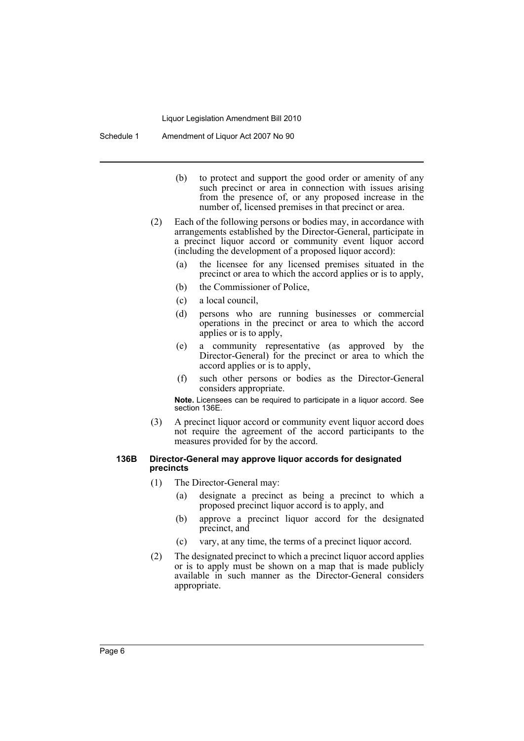(b) to protect and support the good order or amenity of any such precinct or area in connection with issues arising from the presence of, or any proposed increase in the number of, licensed premises in that precinct or area.

(2) Each of the following persons or bodies may, in accordance with arrangements established by the Director-General, participate in a precinct liquor accord or community event liquor accord (including the development of a proposed liquor accord):

- (a) the licensee for any licensed premises situated in the precinct or area to which the accord applies or is to apply,
- (b) the Commissioner of Police,
- (c) a local council,
- (d) persons who are running businesses or commercial operations in the precinct or area to which the accord applies or is to apply,
- (e) a community representative (as approved by the Director-General) for the precinct or area to which the accord applies or is to apply,
- (f) such other persons or bodies as the Director-General considers appropriate.

**Note.** Licensees can be required to participate in a liquor accord. See section 136E.

(3) A precinct liquor accord or community event liquor accord does not require the agreement of the accord participants to the measures provided for by the accord.

#### 136B Director-General may approve liquor accords for designated precincts

(1) The Director-General may:

- (a) designate a precinct as being a precinct to which a proposed precinct liquor accord is to apply, and
- (b) approve a precinct liquor accord for the designated precinct, and
- (c) vary, at any time, the terms of a precinct liquor accord.

(2) The designated precinct to which a precinct liquor accord applies or is to apply must be shown on a map that is made publicly available in such manner as the Director-General considers appropriate.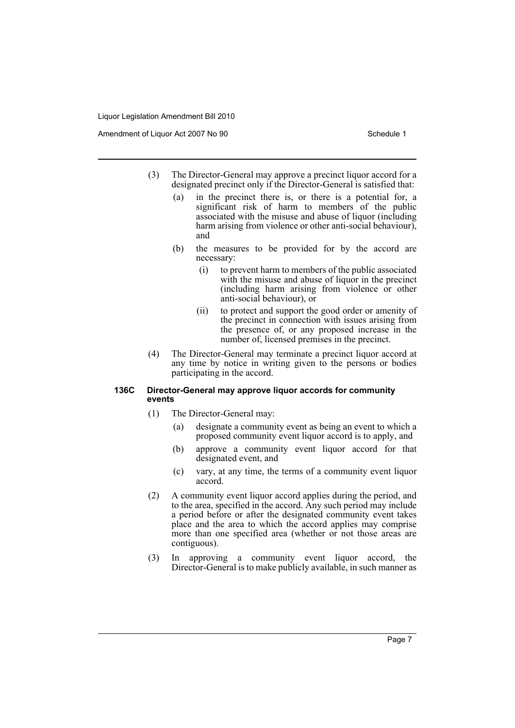(3) The Director-General may approve a precinct liquor accord for a designated precinct only if the Director-General is satisfied that:

  (a) in the precinct there is, or there is a potential for, a significant risk of harm to members of the public associated with the misuse and abuse of liquor (including harm arising from violence or other anti-social behaviour), and

  (b) the measures to be provided for by the accord are necessary:

    (i) to prevent harm to members of the public associated with the misuse and abuse of liquor in the precinct (including harm arising from violence or other anti-social behaviour), or

    (ii) to protect and support the good order or amenity of the precinct in connection with issues arising from the presence of, or any proposed increase in the number of, licensed premises in the precinct.

(4) The Director-General may terminate a precinct liquor accord at any time by notice in writing given to the persons or bodies participating in the accord.

**136C Director-General may approve liquor accords for community events**

(1) The Director-General may:

  (a) designate a community event as being an event to which a proposed community event liquor accord is to apply, and

  (b) approve a community event liquor accord for that designated event, and

  (c) vary, at any time, the terms of a community event liquor accord.

(2) A community event liquor accord applies during the period, and to the area, specified in the accord. Any such period may include a period before or after the designated community event takes place and the area to which the accord applies may comprise more than one specified area (whether or not those areas are contiguous).

(3) In approving a community event liquor accord, the Director-General is to make publicly available, in such manner as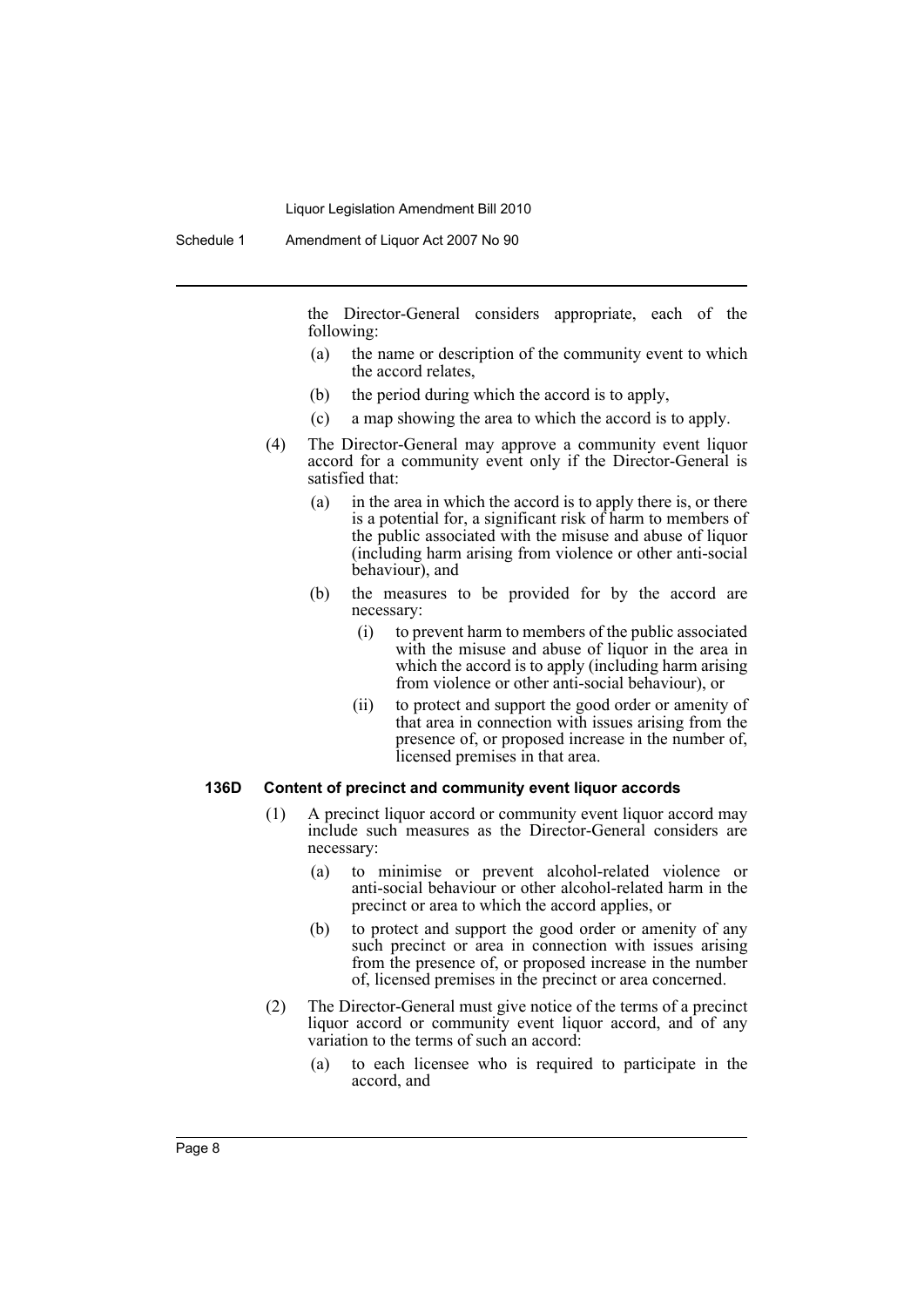the Director-General considers appropriate, each of the following:

- (a) the name or description of the community event to which the accord relates,
- (b) the period during which the accord is to apply,
- (c) a map showing the area to which the accord is to apply.

(4) The Director-General may approve a community event liquor accord for a community event only if the Director-General is satisfied that:

- (a) in the area in which the accord is to apply there is, or there is a potential for, a significant risk of harm to members of the public associated with the misuse and abuse of liquor (including harm arising from violence or other anti-social behaviour), and
- (b) the measures to be provided for by the accord are necessary:
  - (i) to prevent harm to members of the public associated with the misuse and abuse of liquor in the area in which the accord is to apply (including harm arising from violence or other anti-social behaviour), or
  - (ii) to protect and support the good order or amenity of that area in connection with issues arising from the presence of, or proposed increase in the number of, licensed premises in that area.

**136D Content of precinct and community event liquor accords**

(1) A precinct liquor accord or community event liquor accord may include such measures as the Director-General considers are necessary:

- (a) to minimise or prevent alcohol-related violence or anti-social behaviour or other alcohol-related harm in the precinct or area to which the accord applies, or
- (b) to protect and support the good order or amenity of any such precinct or area in connection with issues arising from the presence of, or proposed increase in the number of, licensed premises in the precinct or area concerned.

(2) The Director-General must give notice of the terms of a precinct liquor accord or community event liquor accord, and of any variation to the terms of such an accord:

- (a) to each licensee who is required to participate in the accord, and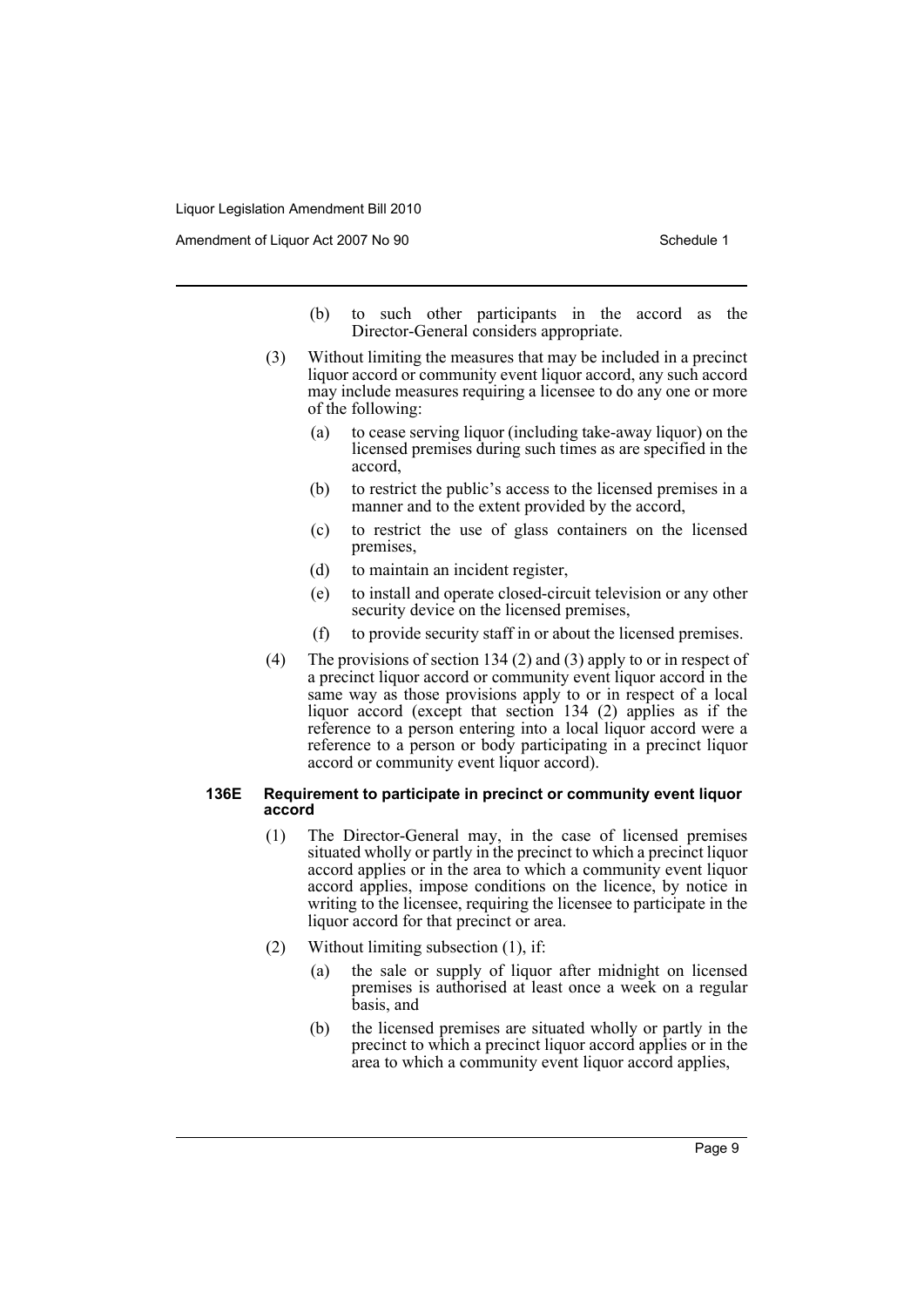(b) to such other participants in the accord as the Director-General considers appropriate.

(3) Without limiting the measures that may be included in a precinct liquor accord or community event liquor accord, any such accord may include measures requiring a licensee to do any one or more of the following:

(a) to cease serving liquor (including take-away liquor) on the licensed premises during such times as are specified in the accord,

(b) to restrict the public's access to the licensed premises in a manner and to the extent provided by the accord,

(c) to restrict the use of glass containers on the licensed premises,

(d) to maintain an incident register,

(e) to install and operate closed-circuit television or any other security device on the licensed premises,

(f) to provide security staff in or about the licensed premises.

(4) The provisions of section 134 (2) and (3) apply to or in respect of a precinct liquor accord or community event liquor accord in the same way as those provisions apply to or in respect of a local liquor accord (except that section 134 (2) applies as if the reference to a person entering into a local liquor accord were a reference to a person or body participating in a precinct liquor accord or community event liquor accord).

**136E Requirement to participate in precinct or community event liquor accord**

(1) The Director-General may, in the case of licensed premises situated wholly or partly in the precinct to which a precinct liquor accord applies or in the area to which a community event liquor accord applies, impose conditions on the licence, by notice in writing to the licensee, requiring the licensee to participate in the liquor accord for that precinct or area.

(2) Without limiting subsection (1), if:

(a) the sale or supply of liquor after midnight on licensed premises is authorised at least once a week on a regular basis, and

(b) the licensed premises are situated wholly or partly in the precinct to which a precinct liquor accord applies or in the area to which a community event liquor accord applies,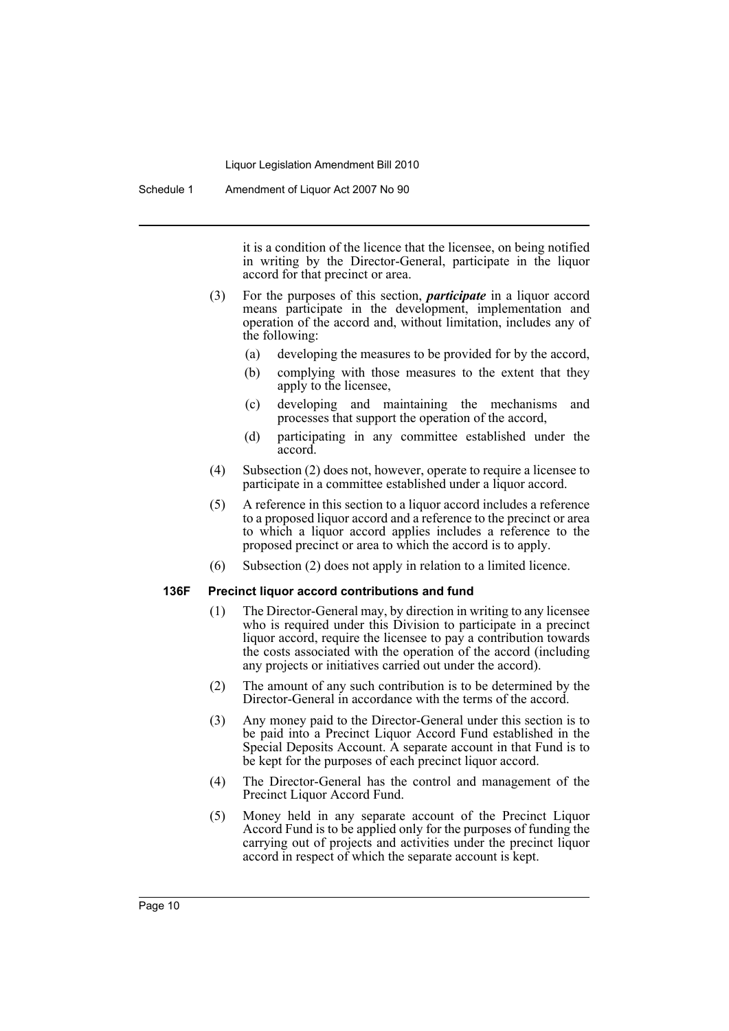it is a condition of the licence that the licensee, on being notified in writing by the Director-General, participate in the liquor accord for that precinct or area.

(3) For the purposes of this section, ***participate*** in a liquor accord means participate in the development, implementation and operation of the accord and, without limitation, includes any of the following:

- (a) developing the measures to be provided for by the accord,
- (b) complying with those measures to the extent that they apply to the licensee,
- (c) developing and maintaining the mechanisms and processes that support the operation of the accord,
- (d) participating in any committee established under the accord.

(4) Subsection (2) does not, however, operate to require a licensee to participate in a committee established under a liquor accord.

(5) A reference in this section to a liquor accord includes a reference to a proposed liquor accord and a reference to the precinct or area to which a liquor accord applies includes a reference to the proposed precinct or area to which the accord is to apply.

(6) Subsection (2) does not apply in relation to a limited licence.

### 136F Precinct liquor accord contributions and fund

(1) The Director-General may, by direction in writing to any licensee who is required under this Division to participate in a precinct liquor accord, require the licensee to pay a contribution towards the costs associated with the operation of the accord (including any projects or initiatives carried out under the accord).

(2) The amount of any such contribution is to be determined by the Director-General in accordance with the terms of the accord.

(3) Any money paid to the Director-General under this section is to be paid into a Precinct Liquor Accord Fund established in the Special Deposits Account. A separate account in that Fund is to be kept for the purposes of each precinct liquor accord.

(4) The Director-General has the control and management of the Precinct Liquor Accord Fund.

(5) Money held in any separate account of the Precinct Liquor Accord Fund is to be applied only for the purposes of funding the carrying out of projects and activities under the precinct liquor accord in respect of which the separate account is kept.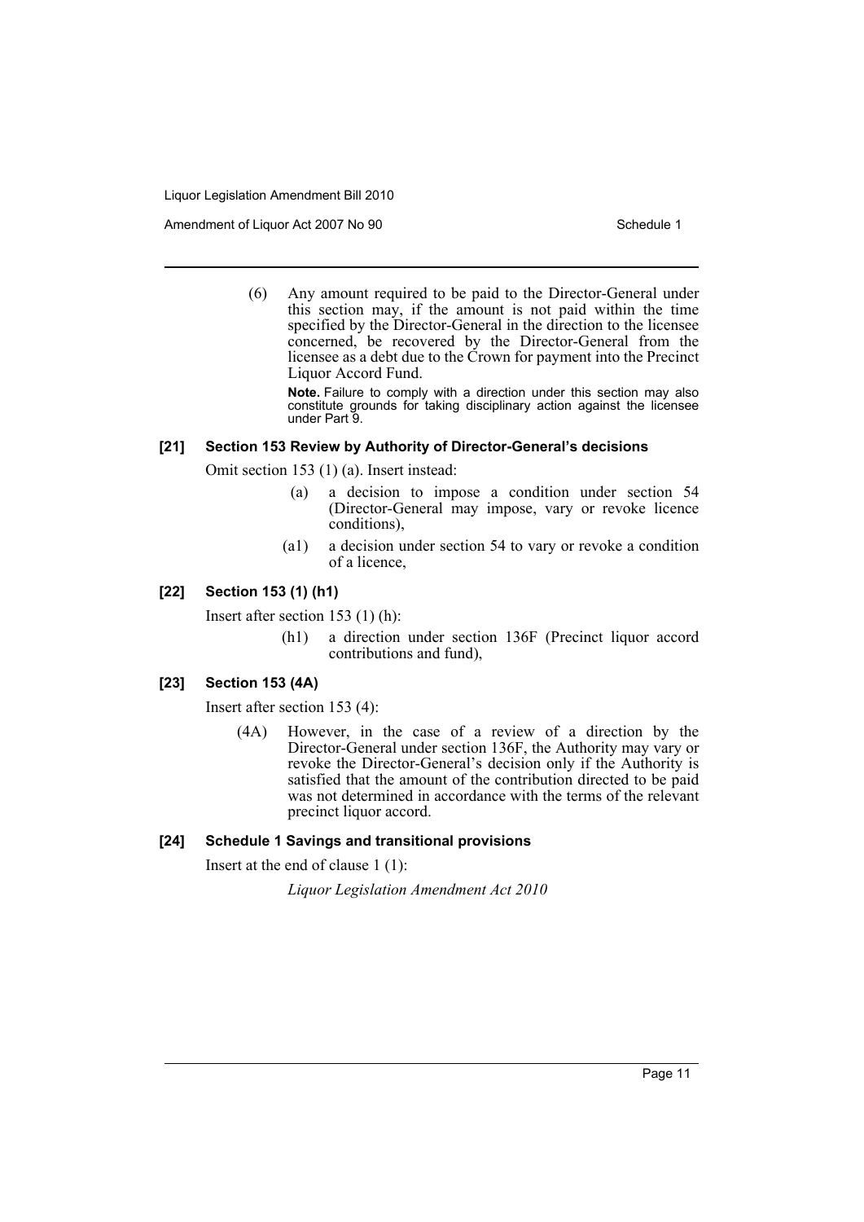(6) Any amount required to be paid to the Director-General under this section may, if the amount is not paid within the time specified by the Director-General in the direction to the licensee concerned, be recovered by the Director-General from the licensee as a debt due to the Crown for payment into the Precinct Liquor Accord Fund.

**Note.** Failure to comply with a direction under this section may also constitute grounds for taking disciplinary action against the licensee under Part 9.

### [21] Section 153 Review by Authority of Director-General's decisions

Omit section 153 (1) (a). Insert instead:

(a) a decision to impose a condition under section 54 (Director-General may impose, vary or revoke licence conditions),

(a1) a decision under section 54 to vary or revoke a condition of a licence,

### [22] Section 153 (1) (h1)

Insert after section 153 (1) (h):

(h1) a direction under section 136F (Precinct liquor accord contributions and fund),

### [23] Section 153 (4A)

Insert after section 153 (4):

(4A) However, in the case of a review of a direction by the Director-General under section 136F, the Authority may vary or revoke the Director-General's decision only if the Authority is satisfied that the amount of the contribution directed to be paid was not determined in accordance with the terms of the relevant precinct liquor accord.

### [24] Schedule 1 Savings and transitional provisions

Insert at the end of clause 1 (1):

*Liquor Legislation Amendment Act 2010*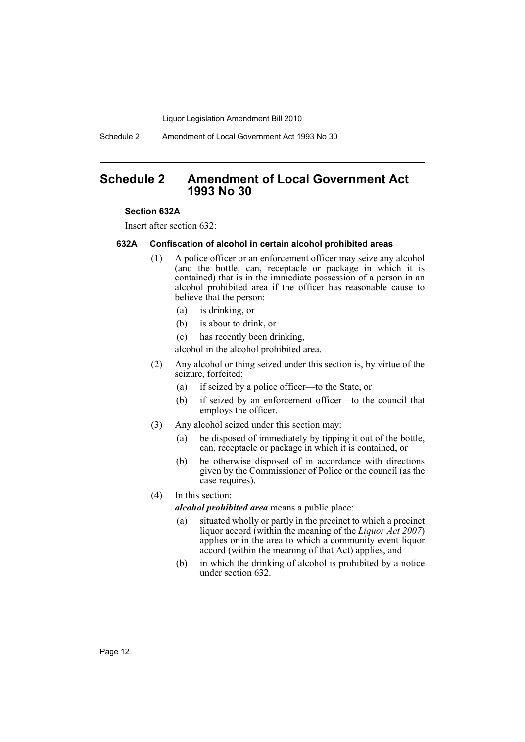## Schedule 2 Amendment of Local Government Act 1993 No 30

**Section 632A**

Insert after section 632:

**632A Confiscation of alcohol in certain alcohol prohibited areas**

(1) A police officer or an enforcement officer may seize any alcohol (and the bottle, can, receptacle or package in which it is contained) that is in the immediate possession of a person in an alcohol prohibited area if the officer has reasonable cause to believe that the person:

- (a) is drinking, or
- (b) is about to drink, or
- (c) has recently been drinking,

alcohol in the alcohol prohibited area.

(2) Any alcohol or thing seized under this section is, by virtue of the seizure, forfeited:

- (a) if seized by a police officer—to the State, or
- (b) if seized by an enforcement officer—to the council that employs the officer.

(3) Any alcohol seized under this section may:

- (a) be disposed of immediately by tipping it out of the bottle, can, receptacle or package in which it is contained, or
- (b) be otherwise disposed of in accordance with directions given by the Commissioner of Police or the council (as the case requires).

(4) In this section:

***alcohol prohibited area*** means a public place:

- (a) situated wholly or partly in the precinct to which a precinct liquor accord (within the meaning of the *Liquor Act 2007*) applies or in the area to which a community event liquor accord (within the meaning of that Act) applies, and
- (b) in which the drinking of alcohol is prohibited by a notice under section 632.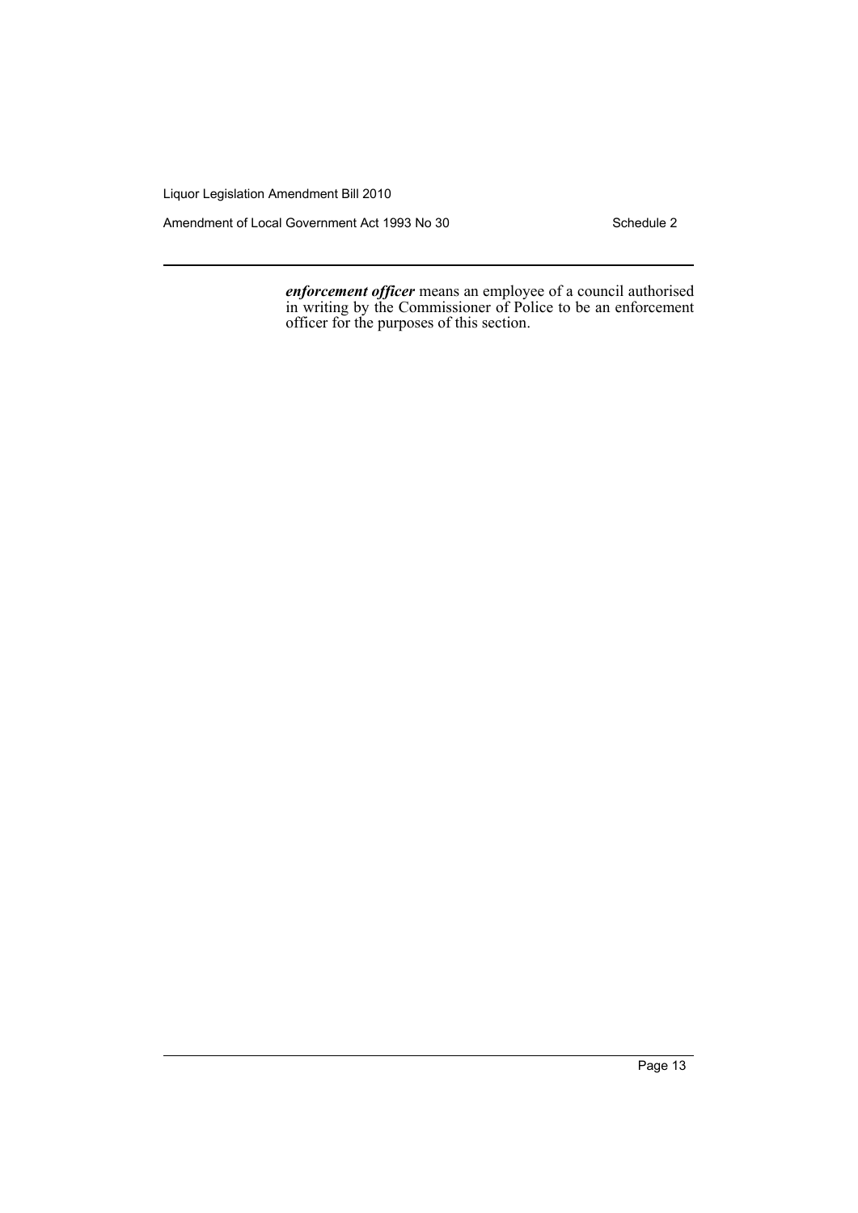***enforcement officer*** means an employee of a council authorised in writing by the Commissioner of Police to be an enforcement officer for the purposes of this section.